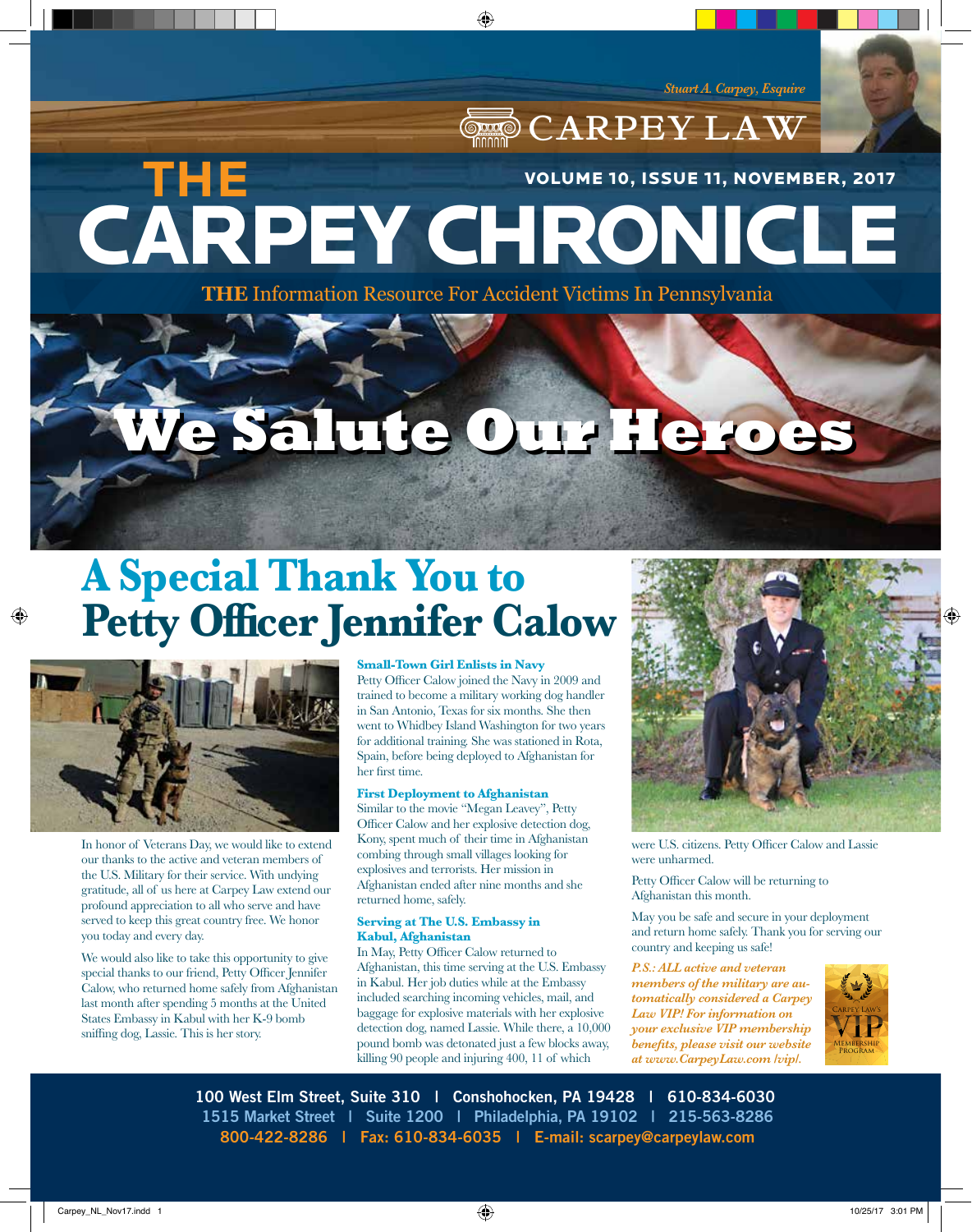Stuart A. Carpey, Esquire

CARPEY LAW

# THE CARPEY CHRONICLE

VOLUME 10, ISSUE 11, NOVEMBER, 2017

**THE** Information Resource For Accident Victims In Pennsylvania

# We Salute Our Heroes

## A Special Thank You to Petty Officer Jennifer Calow

In honor of Veterans Day, we would like to extend our thanks to the active and veteran members of the U.S. Military for their service. With undying gratitude, all of us here at Carpey Law extend our profound appreciation to all who serve and have served to keep this great country free. We honor you today and every day.

We would also like to take this opportunity to give special thanks to our friend, Petty Officer Jennifer Calow, who returned home safely from Afghanistan last month after spending 5 months at the United States Embassy in Kabul with her K-9 bomb sniffing dog, Lassie. This is her story.

### Small-Town Girl Enlists in Navy

Petty Officer Calow joined the Navy in 2009 and trained to become a military working dog handler in San Antonio, Texas for six months. She then went to Whidbey Island Washington for two years for additional training. She was stationed in Rota, Spain, before being deployed to Afghanistan for her first time.

### First Deployment to Afghanistan

Similar to the movie "Megan Leavey", Petty Officer Calow and her explosive detection dog, Kony, spent much of their time in Afghanistan combing through small villages looking for explosives and terrorists. Her mission in Afghanistan ended after nine months and she returned home, safely.

### Serving at The U.S. Embassy in Kabul, Afghanistan

In May, Petty Officer Calow returned to Afghanistan, this time serving at the U.S. Embassy in Kabul. Her job duties while at the Embassy included searching incoming vehicles, mail, and baggage for explosive materials with her explosive detection dog, named Lassie. While there, a 10,000 pound bomb was detonated just a few blocks away, killing 90 people and injuring 400, 11 of which were U.S. citizens. Petty Officer Calow and Lassie were unharmed.

Petty Officer Calow will be returning to Afghanistan this month.

May you be safe and secure in your deployment and return home safely. Thank you for serving our country and keeping us safe!

***P.S.: ALL active and veteran members of the military are automatically considered a Carpey Law VIP! For information on your exclusive VIP membership benefits, please visit our website at www.CarpeyLaw.com/vip/.***

Carpey Law's VIP Membership Program

**100 West Elm Street, Suite 310 | Conshohocken, PA 19428 | 610-834-6030**
**1515 Market Street | Suite 1200 | Philadelphia, PA 19102 | 215-563-8286**
**800-422-8286 | Fax: 610-834-6035 | E-mail: scarpey@carpeylaw.com**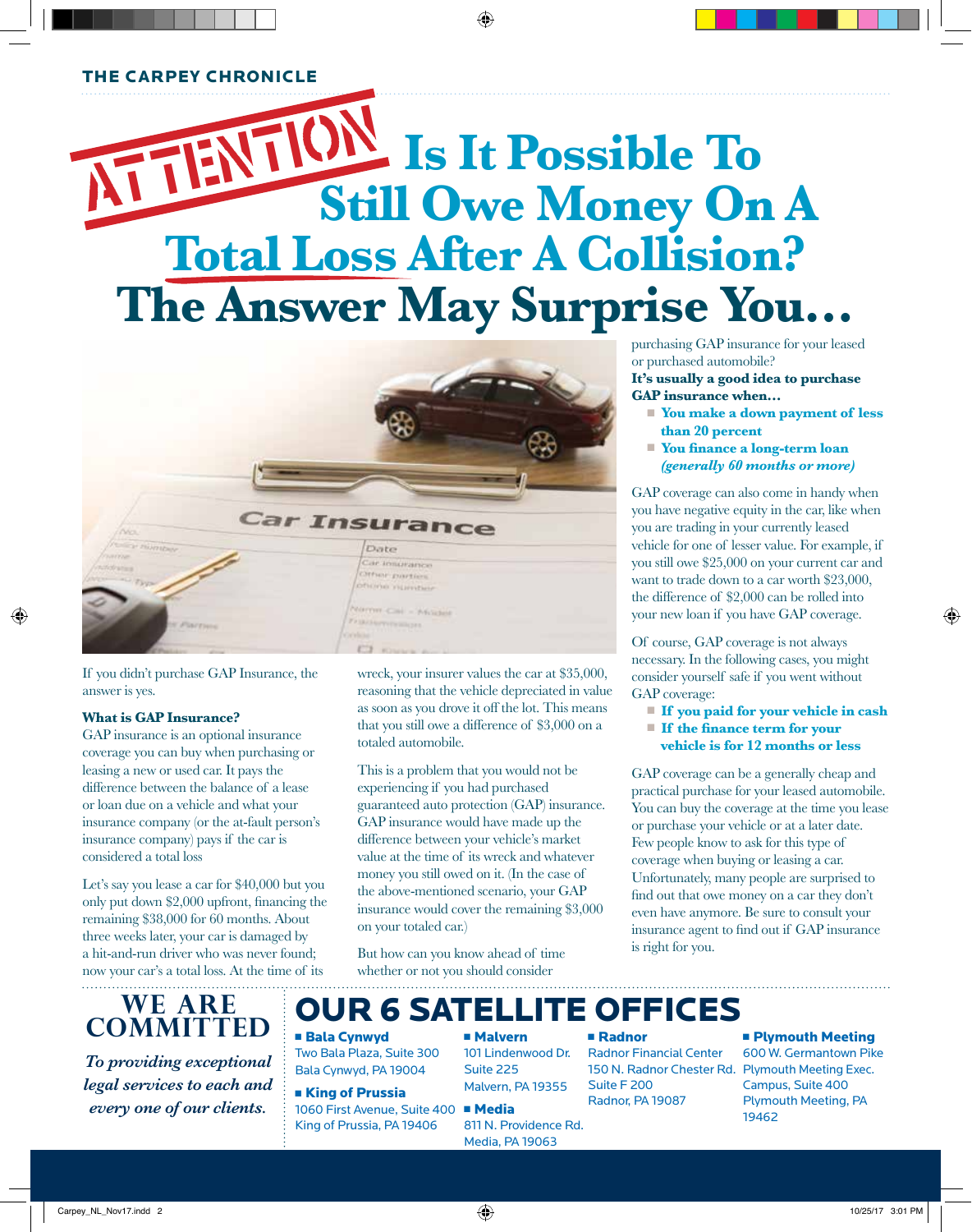THE CARPEY CHRONICLE

# ATTENTION Is It Possible To Still Owe Money On A Total Loss After A Collision? The Answer May Surprise You…

If you didn't purchase GAP Insurance, the answer is yes.

**What is GAP Insurance?**
GAP insurance is an optional insurance coverage you can buy when purchasing or leasing a new or used car. It pays the difference between the balance of a lease or loan due on a vehicle and what your insurance company (or the at-fault person's insurance company) pays if the car is considered a total loss

Let's say you lease a car for $40,000 but you only put down $2,000 upfront, financing the remaining $38,000 for 60 months. About three weeks later, your car is damaged by a hit-and-run driver who was never found; now your car's a total loss. At the time of its wreck, your insurer values the car at $35,000, reasoning that the vehicle depreciated in value as soon as you drove it off the lot. This means that you still owe a difference of $3,000 on a totaled automobile.

This is a problem that you would not be experiencing if you had purchased guaranteed auto protection (GAP) insurance. GAP insurance would have made up the difference between your vehicle's market value at the time of its wreck and whatever money you still owed on it. (In the case of the above-mentioned scenario, your GAP insurance would cover the remaining $3,000 on your totaled car.)

But how can you know ahead of time whether or not you should consider purchasing GAP insurance for your leased or purchased automobile?

**It's usually a good idea to purchase GAP insurance when…**

- **You make a down payment of less than 20 percent**
- **You finance a long-term loan *(generally 60 months or more)***

GAP coverage can also come in handy when you have negative equity in the car, like when you are trading in your currently leased vehicle for one of lesser value. For example, if you still owe $25,000 on your current car and want to trade down to a car worth $23,000, the difference of $2,000 can be rolled into your new loan if you have GAP coverage.

Of course, GAP coverage is not always necessary. In the following cases, you might consider yourself safe if you went without GAP coverage:

- **If you paid for your vehicle in cash**
- **If the finance term for your vehicle is for 12 months or less**

GAP coverage can be a generally cheap and practical purchase for your leased automobile. You can buy the coverage at the time you lease or purchase your vehicle or at a later date. Few people know to ask for this type of coverage when buying or leasing a car. Unfortunately, many people are surprised to find out that owe money on a car they don't even have anymore. Be sure to consult your insurance agent to find out if GAP insurance is right for you.

## WE ARE COMMITTED

*To providing exceptional legal services to each and every one of our clients.*

## OUR 6 SATELLITE OFFICES

**Bala Cynwyd**
Two Bala Plaza, Suite 300
Bala Cynwyd, PA 19004

**King of Prussia**
1060 First Avenue, Suite 400
King of Prussia, PA 19406

**Malvern**
101 Lindenwood Dr.
Suite 225
Malvern, PA 19355

**Media**
811 N. Providence Rd.
Media, PA 19063

**Radnor**
Radnor Financial Center
150 N. Radnor Chester Rd.
Suite F 200
Radnor, PA 19087

**Plymouth Meeting**
600 W. Germantown Pike
Plymouth Meeting Exec.
Campus, Suite 400
Plymouth Meeting, PA
19462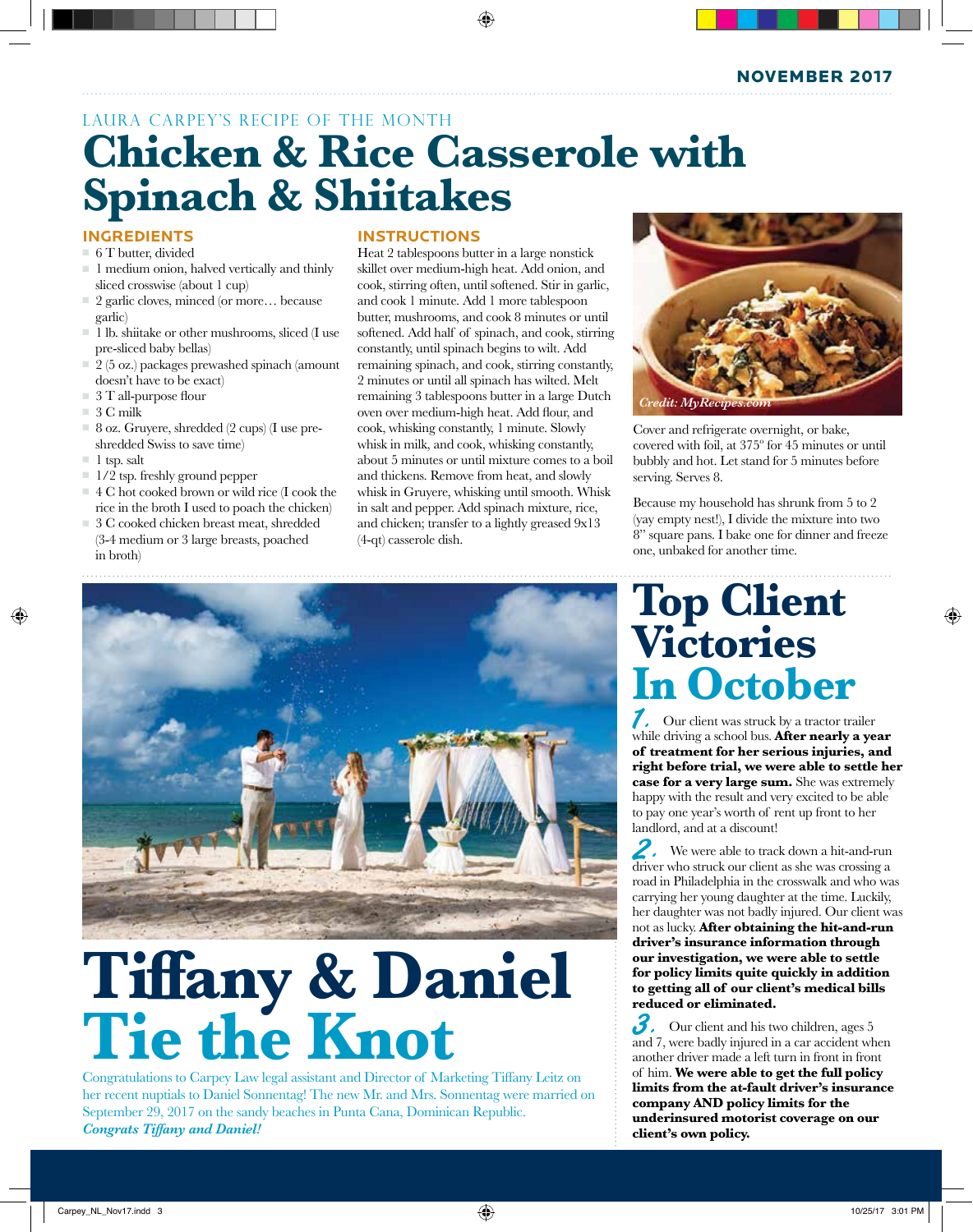NOVEMBER 2017

LAURA CARPEY'S RECIPE OF THE MONTH

# Chicken & Rice Casserole with Spinach & Shiitakes

## INGREDIENTS

- 6 T butter, divided
- 1 medium onion, halved vertically and thinly sliced crosswise (about 1 cup)
- 2 garlic cloves, minced (or more… because garlic)
- 1 lb. shiitake or other mushrooms, sliced (I use pre-sliced baby bellas)
- 2 (5 oz.) packages prewashed spinach (amount doesn't have to be exact)
- 3 T all-purpose flour
- 3 C milk
- 8 oz. Gruyere, shredded (2 cups) (I use pre-shredded Swiss to save time)
- 1 tsp. salt
- 1/2 tsp. freshly ground pepper
- 4 C hot cooked brown or wild rice (I cook the rice in the broth I used to poach the chicken)
- 3 C cooked chicken breast meat, shredded (3-4 medium or 3 large breasts, poached in broth)

## INSTRUCTIONS

Heat 2 tablespoons butter in a large nonstick skillet over medium-high heat. Add onion, and cook, stirring often, until softened. Stir in garlic, and cook 1 minute. Add 1 more tablespoon butter, mushrooms, and cook 8 minutes or until softened. Add half of spinach, and cook, stirring constantly, until spinach begins to wilt. Add remaining spinach, and cook, stirring constantly, 2 minutes or until all spinach has wilted. Melt remaining 3 tablespoons butter in a large Dutch oven over medium-high heat. Add flour, and cook, whisking constantly, 1 minute. Slowly whisk in milk, and cook, whisking constantly, about 5 minutes or until mixture comes to a boil and thickens. Remove from heat, and slowly whisk in Gruyere, whisking until smooth. Whisk in salt and pepper. Add spinach mixture, rice, and chicken; transfer to a lightly greased 9x13 (4-qt) casserole dish.

*Credit: MyRecipes.com*

Cover and refrigerate overnight, or bake, covered with foil, at 375º for 45 minutes or until bubbly and hot. Let stand for 5 minutes before serving. Serves 8.

Because my household has shrunk from 5 to 2 (yay empty nest!), I divide the mixture into two 8" square pans. I bake one for dinner and freeze one, unbaked for another time.

# Tiffany & Daniel Tie the Knot

Congratulations to Carpey Law legal assistant and Director of Marketing Tiffany Leitz on her recent nuptials to Daniel Sonnentag! The new Mr. and Mrs. Sonnentag were married on September 29, 2017 on the sandy beaches in Punta Cana, Dominican Republic. ***Congrats Tiffany and Daniel!***

# Top Client Victories In October

**1.** Our client was struck by a tractor trailer while driving a school bus. **After nearly a year of treatment for her serious injuries, and right before trial, we were able to settle her case for a very large sum.** She was extremely happy with the result and very excited to be able to pay one year's worth of rent up front to her landlord, and at a discount!

**2.** We were able to track down a hit-and-run driver who struck our client as she was crossing a road in Philadelphia in the crosswalk and who was carrying her young daughter at the time. Luckily, her daughter was not badly injured. Our client was not as lucky. **After obtaining the hit-and-run driver's insurance information through our investigation, we were able to settle for policy limits quite quickly in addition to getting all of our client's medical bills reduced or eliminated.**

**3.** Our client and his two children, ages 5 and 7, were badly injured in a car accident when another driver made a left turn in front in front of him. **We were able to get the full policy limits from the at-fault driver's insurance company AND policy limits for the underinsured motorist coverage on our client's own policy.**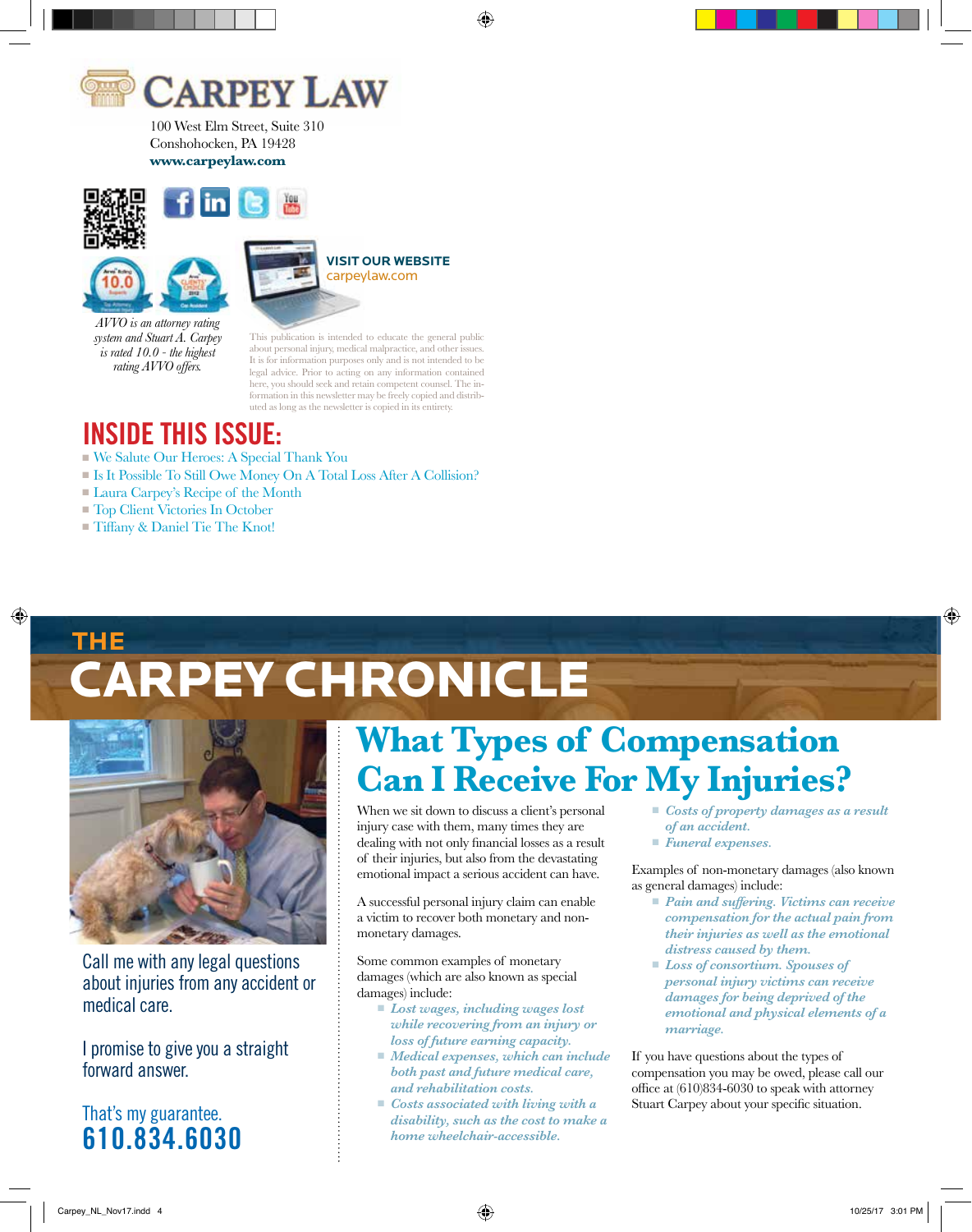# CARPEY LAW

100 West Elm Street, Suite 310
Conshohocken, PA 19428
**www.carpeylaw.com**

**VISIT OUR WEBSITE**
carpeylaw.com

*AVVO is an attorney rating system and Stuart A. Carpey is rated 10.0 - the highest rating AVVO offers.*

This publication is intended to educate the general public about personal injury, medical malpractice, and other issues. It is for information purposes only and is not intended to be legal advice. Prior to acting on any information contained here, you should seek and retain competent counsel. The information in this newsletter may be freely copied and distributed as long as the newsletter is copied in its entirety.

## INSIDE THIS ISSUE:

- We Salute Our Heroes: A Special Thank You
- Is It Possible To Still Owe Money On A Total Loss After A Collision?
- Laura Carpey's Recipe of the Month
- Top Client Victories In October
- Tiffany & Daniel Tie The Knot!

# THE CARPEY CHRONICLE

Call me with any legal questions about injuries from any accident or medical care.

I promise to give you a straight forward answer.

That's my guarantee.
**610.834.6030**

## What Types of Compensation Can I Receive For My Injuries?

When we sit down to discuss a client's personal injury case with them, many times they are dealing with not only financial losses as a result of their injuries, but also from the devastating emotional impact a serious accident can have.

A successful personal injury claim can enable a victim to recover both monetary and non-monetary damages.

Some common examples of monetary damages (which are also known as special damages) include:

- *Lost wages, including wages lost while recovering from an injury or loss of future earning capacity.*
- *Medical expenses, which can include both past and future medical care, and rehabilitation costs.*
- *Costs associated with living with a disability, such as the cost to make a home wheelchair-accessible.*
- *Costs of property damages as a result of an accident.*
- *Funeral expenses.*

Examples of non-monetary damages (also known as general damages) include:

- *Pain and suffering. Victims can receive compensation for the actual pain from their injuries as well as the emotional distress caused by them.*
- *Loss of consortium. Spouses of personal injury victims can receive damages for being deprived of the emotional and physical elements of a marriage.*

If you have questions about the types of compensation you may be owed, please call our office at (610)834-6030 to speak with attorney Stuart Carpey about your specific situation.